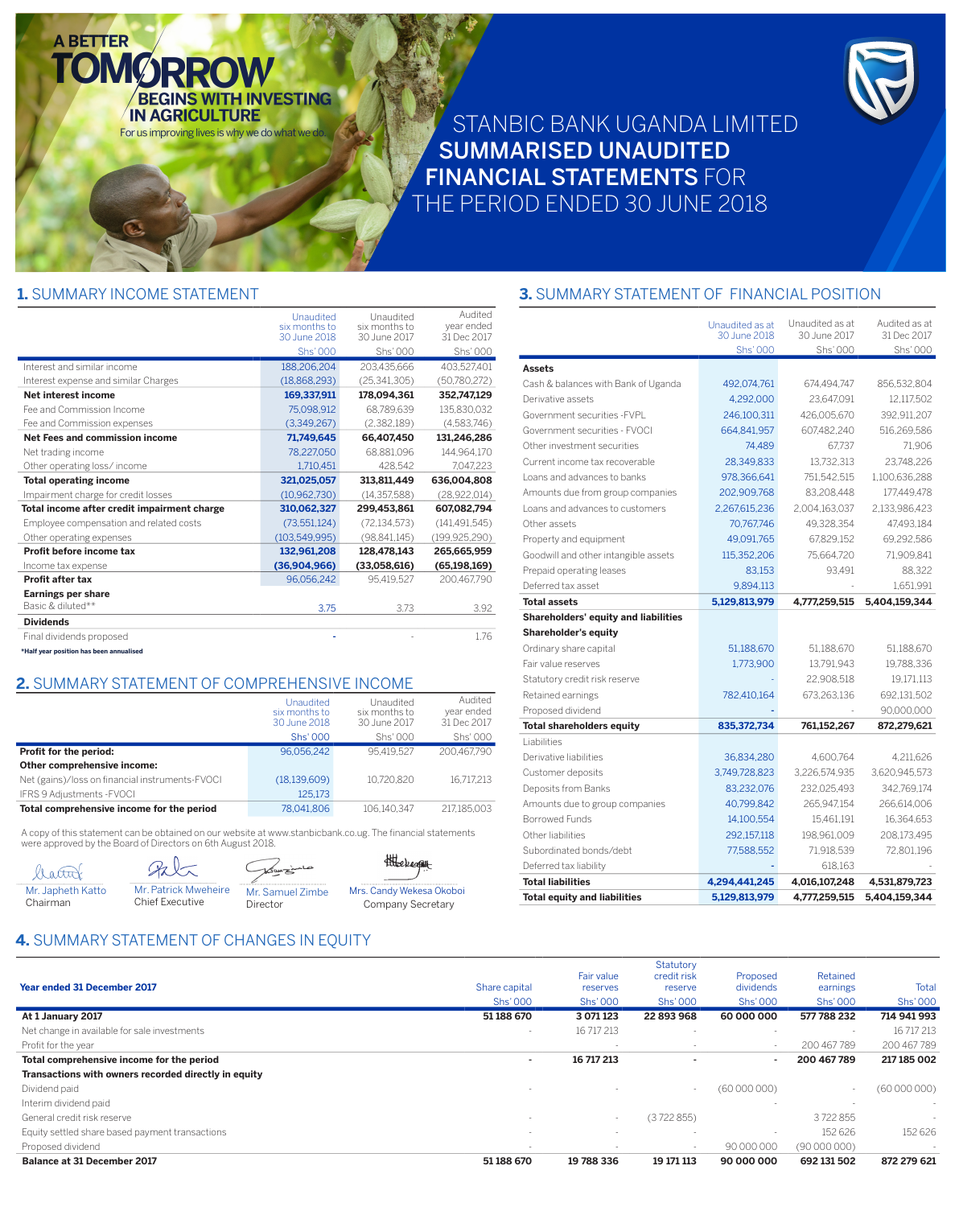A BETTER TOMORROW BEGINS WITH INVESTING IN AGRICULTURE

For us improving lives is why we do what we do.

# STANBIC BANK UGANDA LIMITED SUMMARISED UNAUDITED FINANCIAL STATEMENTS FOR THE PERIOD ENDED 30 JUNE 2018

## 1. SUMMARY INCOME STATEMENT

| | Unaudited six months to 30 June 2018 | Unaudited six months to 30 June 2017 | Audited year ended 31 Dec 2017 |
|---|---|---|---|
| | Shs' 000 | Shs' 000 | Shs' 000 |
| Interest and similar income | 188,206,204 | 203,435,666 | 403,527,401 |
| Interest expense and similar Charges | (18,868,293) | (25,341,305) | (50,780,272) |
| **Net interest income** | **169,337,911** | **178,094,361** | **352,747,129** |
| Fee and Commission Income | 75,098,912 | 68,789,639 | 135,830,032 |
| Fee and Commission expenses | (3,349,267) | (2,382,189) | (4,583,746) |
| **Net Fees and commission income** | **71,749,645** | **66,407,450** | **131,246,286** |
| Net trading income | 78,227,050 | 68,881,096 | 144,964,170 |
| Other operating loss/ income | 1,710,451 | 428,542 | 7,047,223 |
| **Total operating income** | **321,025,057** | **313,811,449** | **636,004,808** |
| Impairment charge for credit losses | (10,962,730) | (14,357,588) | (28,922,014) |
| **Total income after credit impairment charge** | **310,062,327** | **299,453,861** | **607,082,794** |
| Employee compensation and related costs | (73,551,124) | (72,134,573) | (141,491,545) |
| Other operating expenses | (103,549,995) | (98,841,145) | (199,925,290) |
| **Profit before income tax** | **132,961,208** | **128,478,143** | **265,665,959** |
| Income tax expense | **(36,904,966)** | **(33,058,616)** | **(65,198,169)** |
| **Profit after tax** | 96,056,242 | 95,419,527 | 200,467,790 |
| **Earnings per share** | | | |
| Basic & diluted** | 3.75 | 3.73 | 3.92 |
| **Dividends** | | | |
| Final dividends proposed | - | - | 1.76 |

***Half year position has been annualised**

## 2. SUMMARY STATEMENT OF COMPREHENSIVE INCOME

| | Unaudited six months to 30 June 2018 | Unaudited six months to 30 June 2017 | Audited year ended 31 Dec 2017 |
|---|---|---|---|
| | Shs' 000 | Shs' 000 | Shs' 000 |
| **Profit for the period:** | 96,056,242 | 95,419,527 | 200,467,790 |
| **Other comprehensive income:** | | | |
| Net (gains)/loss on financial instruments-FVOCI | (18,139,609) | 10,720,820 | 16,717,213 |
| IFRS 9 Adjustments -FVOCI | 125,173 | | |
| **Total comprehensive income for the period** | 78,041,806 | 106,140,347 | 217,185,003 |

A copy of this statement can be obtained on our website at www.stanbicbank.co.ug. The financial statements were approved by the Board of Directors on 6th August 2018.

| Mr. Japheth Katto | Mr. Patrick Mweheire | Mr. Samuel Zimbe | Mrs. Candy Wekesa Okoboi |
|---|---|---|---|
| Chairman | Chief Executive | Director | Company Secretary |

## 3. SUMMARY STATEMENT OF FINANCIAL POSITION

| | Unaudited as at 30 June 2018 | Unaudited as at 30 June 2017 | Audited as at 31 Dec 2017 |
|---|---|---|---|
| | Shs' 000 | Shs' 000 | Shs' 000 |
| **Assets** | | | |
| Cash & balances with Bank of Uganda | 492,074,761 | 674,494,747 | 856,532,804 |
| Derivative assets | 4,292,000 | 23,647,091 | 12,117,502 |
| Government securities -FVPL | 246,100,311 | 426,005,670 | 392,911,207 |
| Government securities - FVOCI | 664,841,957 | 607,482,240 | 516,269,586 |
| Other investment securities | 74,489 | 67,737 | 71,906 |
| Current income tax recoverable | 28,349,833 | 13,732,313 | 23,748,226 |
| Loans and advances to banks | 978,366,641 | 751,542,515 | 1,100,636,288 |
| Amounts due from group companies | 202,909,768 | 83,208,448 | 177,449,478 |
| Loans and advances to customers | 2,267,615,236 | 2,004,163,037 | 2,133,986,423 |
| Other assets | 70,767,746 | 49,328,354 | 47,493,184 |
| Property and equipment | 49,091,765 | 67,829,152 | 69,292,586 |
| Goodwill and other intangible assets | 115,352,206 | 75,664,720 | 71,909,841 |
| Prepaid operating leases | 83,153 | 93,491 | 88,322 |
| Deferred tax asset | 9,894,113 | - | 1,651,991 |
| **Total assets** | **5,129,813,979** | **4,777,259,515** | **5,404,159,344** |
| **Shareholders' equity and liabilities** | | | |
| **Shareholder's equity** | | | |
| Ordinary share capital | 51,188,670 | 51,188,670 | 51,188,670 |
| Fair value reserves | 1,773,900 | 13,791,943 | 19,788,336 |
| Statutory credit risk reserve | - | 22,908,518 | 19,171,113 |
| Retained earnings | 782,410,164 | 673,263,136 | 692,131,502 |
| Proposed dividend | - | - | 90,000,000 |
| **Total shareholders equity** | **835,372,734** | **761,152,267** | **872,279,621** |
| Liabilities | | | |
| Derivative liabilities | 36,834,280 | 4,600,764 | 4,211,626 |
| Customer deposits | 3,749,728,823 | 3,226,574,935 | 3,620,945,573 |
| Deposits from Banks | 83,232,076 | 232,025,493 | 342,769,174 |
| Amounts due to group companies | 40,799,842 | 265,947,154 | 266,614,006 |
| Borrowed Funds | 14,100,554 | 15,461,191 | 16,364,653 |
| Other liabilities | 292,157,118 | 198,961,009 | 208,173,495 |
| Subordinated bonds/debt | 77,588,552 | 71,918,539 | 72,801,196 |
| Deferred tax liability | - | 618,163 | - |
| **Total liabilities** | **4,294,441,245** | **4,016,107,248** | **4,531,879,723** |
| **Total equity and liabilities** | **5,129,813,979** | **4,777,259,515** | **5,404,159,344** |

## 4. SUMMARY STATEMENT OF CHANGES IN EQUITY

| **Year ended 31 December 2017** | Share capital | Fair value reserves | Statutory credit risk reserve | Proposed dividends | Retained earnings | Total |
|---|---|---|---|---|---|---|
| | Shs' 000 | Shs' 000 | Shs' 000 | Shs' 000 | Shs' 000 | Shs' 000 |
| **At 1 January 2017** | **51 188 670** | **3 071 123** | **22 893 968** | **60 000 000** | **577 788 232** | **714 941 993** |
| Net change in available for sale investments | - | 16 717 213 | - | - | - | 16 717 213 |
| Profit for the year | | - | - | - | 200 467 789 | 200 467 789 |
| **Total comprehensive income for the period** | **-** | **16 717 213** | **-** | **-** | **200 467 789** | **217 185 002** |
| **Transactions with owners recorded directly in equity** | | | | | | |
| Dividend paid | - | - | - | (60 000 000) | - | (60 000 000) |
| Interim dividend paid | | | | - | - | - |
| General credit risk reserve | - | - | (3 722 855) | | 3 722 855 | - |
| Equity settled share based payment transactions | - | - | - | - | 152 626 | 152 626 |
| Proposed dividend | - | - | - | 90 000 000 | (90 000 000) | - |
| **Balance at 31 December 2017** | **51 188 670** | **19 788 336** | **19 171 113** | **90 000 000** | **692 131 502** | **872 279 621** |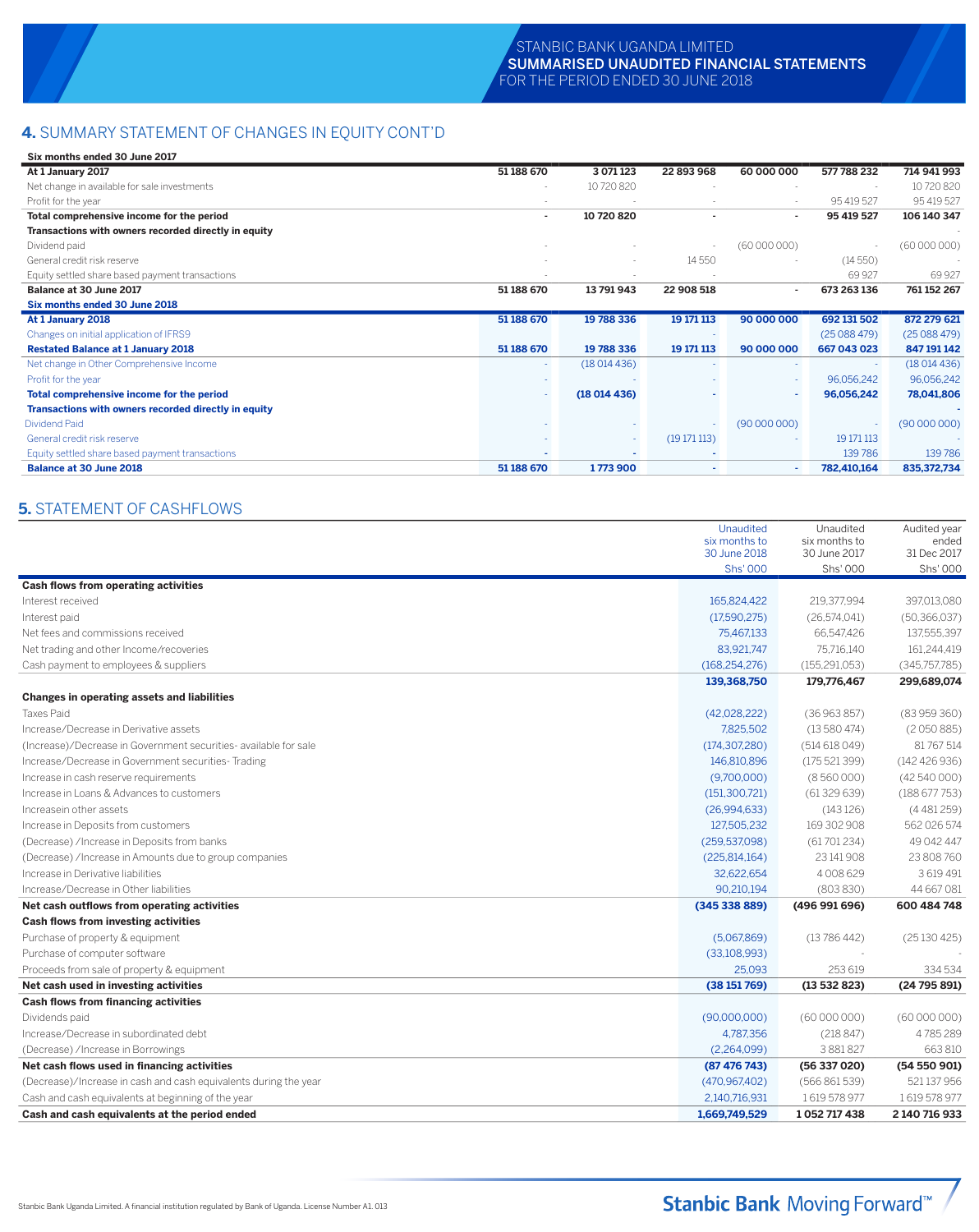## 4. SUMMARY STATEMENT OF CHANGES IN EQUITY CONT'D

| | | | | | | |
|---|---|---|---|---|---|---|
| **Six months ended 30 June 2017** | | | | | | |
| **At 1 January 2017** | **51 188 670** | **3 071 123** | **22 893 968** | **60 000 000** | **577 788 232** | **714 941 993** |
| Net change in available for sale investments | - | 10 720 820 | - | - | - | 10 720 820 |
| Profit for the year | - | - | - | - | 95 419 527 | 95 419 527 |
| **Total comprehensive income for the period** | **-** | **10 720 820** | **-** | **-** | **95 419 527** | **106 140 347** |
| **Transactions with owners recorded directly in equity** | | | | | | - |
| Dividend paid | - | - | - | (60 000 000) | - | (60 000 000) |
| General credit risk reserve | - | - | 14 550 | - | (14 550) | - |
| Equity settled share based payment transactions | - | - | - | | 69 927 | 69 927 |
| **Balance at 30 June 2017** | **51 188 670** | **13 791 943** | **22 908 518** | **-** | **673 263 136** | **761 152 267** |
| **Six months ended 30 June 2018** | | | | | | |
| **At 1 January 2018** | **51 188 670** | **19 788 336** | **19 171 113** | **90 000 000** | **692 131 502** | **872 279 621** |
| Changes on initial application of IFRS9 | | | - | | (25 088 479) | (25 088 479) |
| **Restated Balance at 1 January 2018** | **51 188 670** | **19 788 336** | **19 171 113** | **90 000 000** | **667 043 023** | **847 191 142** |
| Net change in Other Comprehensive Income | - | (18 014 436) | - | - | - | (18 014 436) |
| Profit for the year | - | - | - | - | 96,056,242 | 96,056,242 |
| **Total comprehensive income for the period** | **-** | **(18 014 436)** | **-** | **-** | **96,056,242** | **78,041,806** |
| **Transactions with owners recorded directly in equity** | | | | | | **-** |
| Dividend Paid | - | - | - | (90 000 000) | - | (90 000 000) |
| General credit risk reserve | - | - | (19 171 113) | - | 19 171 113 | - |
| Equity settled share based payment transactions | - | - | - | | 139 786 | 139 786 |
| **Balance at 30 June 2018** | **51 188 670** | **1 773 900** | **-** | **-** | **782,410,164** | **835,372,734** |

## 5. STATEMENT OF CASHFLOWS

| | Unaudited six months to 30 June 2018 Shs' 000 | Unaudited six months to 30 June 2017 Shs' 000 | Audited year ended 31 Dec 2017 Shs' 000 |
|---|---|---|---|
| **Cash flows from operating activities** | | | |
| Interest received | 165,824,422 | 219,377,994 | 397,013,080 |
| Interest paid | (17,590,275) | (26,574,041) | (50,366,037) |
| Net fees and commissions received | 75,467,133 | 66,547,426 | 137,555,397 |
| Net trading and other Income/recoveries | 83,921,747 | 75,716,140 | 161,244,419 |
| Cash payment to employees & suppliers | (168,254,276) | (155,291,053) | (345,757,785) |
| | **139,368,750** | **179,776,467** | **299,689,074** |
| **Changes in operating assets and liabilities** | | | |
| Taxes Paid | (42,028,222) | (36 963 857) | (83 959 360) |
| Increase/Decrease in Derivative assets | 7,825,502 | (13 580 474) | (2 050 885) |
| (Increase)/Decrease in Government securities- available for sale | (174,307,280) | (514 618 049) | 81 767 514 |
| Increase/Decrease in Government securities- Trading | 146,810,896 | (175 521 399) | (142 426 936) |
| Increase in cash reserve requirements | (9,700,000) | (8 560 000) | (42 540 000) |
| Increase in Loans & Advances to customers | (151,300,721) | (61 329 639) | (188 677 753) |
| Increasein other assets | (26,994,633) | (143 126) | (4 481 259) |
| Increase in Deposits from customers | 127,505,232 | 169 302 908 | 562 026 574 |
| (Decrease) /Increase in Deposits from banks | (259,537,098) | (61 701 234) | 49 042 447 |
| (Decrease) /Increase in Amounts due to group companies | (225,814,164) | 23 141 908 | 23 808 760 |
| Increase in Derivative liabilities | 32,622,654 | 4 008 629 | 3 619 491 |
| Increase/Decrease in Other liabilities | 90,210,194 | (803 830) | 44 667 081 |
| **Net cash outflows from operating activities** | **(345 338 889)** | **(496 991 696)** | **600 484 748** |
| **Cash flows from investing activities** | | | |
| Purchase of property & equipment | (5,067,869) | (13 786 442) | (25 130 425) |
| Purchase of computer software | (33,108,993) | - | - |
| Proceeds from sale of property & equipment | 25,093 | 253 619 | 334 534 |
| **Net cash used in investing activities** | **(38 151 769)** | **(13 532 823)** | **(24 795 891)** |
| **Cash flows from financing activities** | | | |
| Dividends paid | (90,000,000) | (60 000 000) | (60 000 000) |
| Increase/Decrease in subordinated debt | 4,787,356 | (218 847) | 4 785 289 |
| (Decrease) /Increase in Borrowings | (2,264,099) | 3 881 827 | 663 810 |
| **Net cash flows used in financing activities** | **(87 476 743)** | **(56 337 020)** | **(54 550 901)** |
| (Decrease)/Increase in cash and cash equivalents during the year | (470,967,402) | (566 861 539) | 521 137 956 |
| Cash and cash equivalents at beginning of the year | 2,140,716,931 | 1 619 578 977 | 1 619 578 977 |
| **Cash and cash equivalents at the period ended** | **1,669,749,529** | **1 052 717 438** | **2 140 716 933** |

Stanbic Bank Uganda Limited. A financial institution regulated by Bank of Uganda. License Number A1. 013

Stanbic Bank Moving Forward™